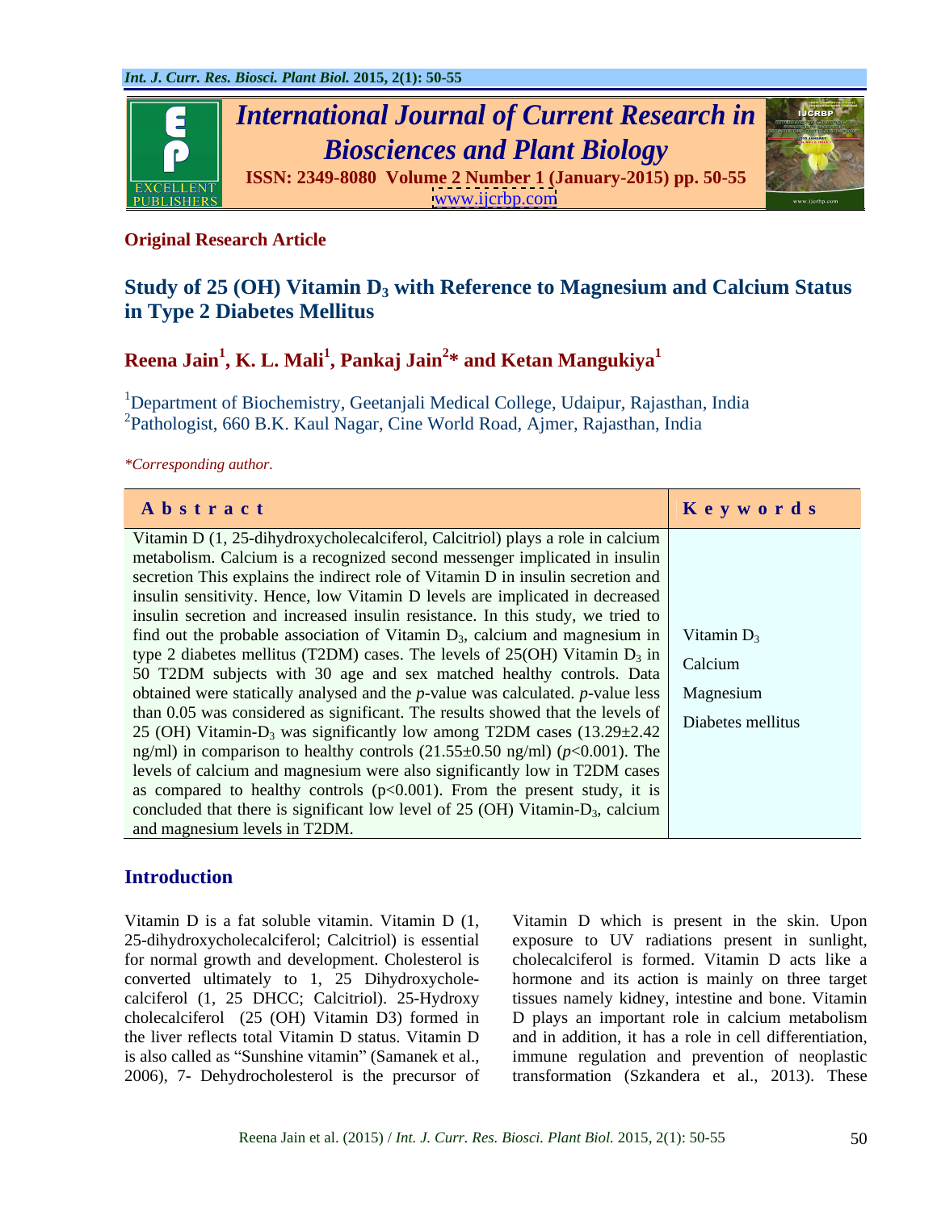**Original Research Article**

# Study of 25 (OH) Vitamin $D_3$ with Reference to Magnesium and Calcium Status in Type 2 Diabetes Mellitus

**Reena Jain[1], K. L. Mali[1], Pankaj Jain[2]* and Ketan Mangukiya[1]**

[1]Department of Biochemistry, Geetanjali Medical College, Udaipur, Rajasthan, India
[2]Pathologist, 660 B.K. Kaul Nagar, Cine World Road, Ajmer, Rajasthan, India

*\*Corresponding author.*

| Abstract | Keywords |
|---|---|
| Vitamin D (1, 25-dihydroxycholecalciferol, Calcitriol) plays a role in calcium metabolism. Calcium is a recognized second messenger implicated in insulin secretion This explains the indirect role of Vitamin D in insulin secretion and insulin sensitivity. Hence, low Vitamin D levels are implicated in decreased insulin secretion and increased insulin resistance. In this study, we tried to find out the probable association of Vitamin $D_3$, calcium and magnesium in type 2 diabetes mellitus (T2DM) cases. The levels of 25(OH) Vitamin $D_3$ in 50 T2DM subjects with 30 age and sex matched healthy controls. Data obtained were statically analysed and the *p*-value was calculated. *p*-value less than 0.05 was considered as significant. The results showed that the levels of 25 (OH) Vitamin-$D_3$ was significantly low among T2DM cases (13.29±2.42 ng/ml) in comparison to healthy controls (21.55±0.50 ng/ml) ($p<0.001$). The levels of calcium and magnesium were also significantly low in T2DM cases as compared to healthy controls ($p<0.001$). From the present study, it is concluded that there is significant low level of 25 (OH) Vitamin-$D_3$, calcium and magnesium levels in T2DM. | Vitamin $D_3$<br>Calcium<br>Magnesium<br>Diabetes mellitus |

## Introduction

Vitamin D is a fat soluble vitamin. Vitamin D (1, 25-dihydroxycholecalciferol; Calcitriol) is essential for normal growth and development. Cholesterol is converted ultimately to 1, 25 Dihydroxychole-calciferol (1, 25 DHCC; Calcitriol). 25-Hydroxy cholecalciferol (25 (OH) Vitamin D3) formed in the liver reflects total Vitamin D status. Vitamin D is also called as "Sunshine vitamin" (Samanek et al., 2006), 7- Dehydrocholesterol is the precursor of Vitamin D which is present in the skin. Upon exposure to UV radiations present in sunlight, cholecalciferol is formed. Vitamin D acts like a hormone and its action is mainly on three target tissues namely kidney, intestine and bone. Vitamin D plays an important role in calcium metabolism and in addition, it has a role in cell differentiation, immune regulation and prevention of neoplastic transformation (Szkandera et al., 2013). These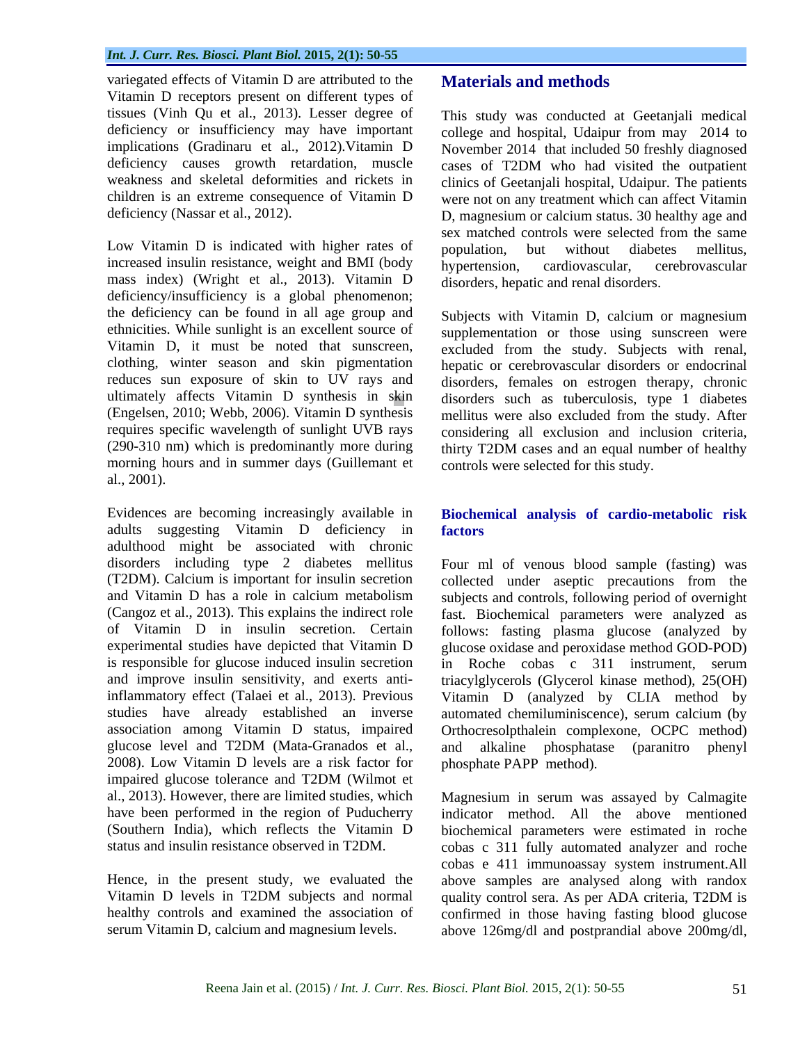variegated effects of Vitamin D are attributed to the Vitamin D receptors present on different types of tissues (Vinh Qu et al., 2013). Lesser degree of deficiency or insufficiency may have important implications (Gradinaru et al., 2012).Vitamin D deficiency causes growth retardation, muscle weakness and skeletal deformities and rickets in children is an extreme consequence of Vitamin D deficiency (Nassar et al., 2012).

Low Vitamin D is indicated with higher rates of increased insulin resistance, weight and BMI (body mass index) (Wright et al., 2013). Vitamin D deficiency/insufficiency is a global phenomenon; the deficiency can be found in all age group and ethnicities. While sunlight is an excellent source of Vitamin D, it must be noted that sunscreen, clothing, winter season and skin pigmentation reduces sun exposure of skin to UV rays and ultimately affects Vitamin D synthesis in skin (Engelsen, 2010; Webb, 2006). Vitamin D synthesis requires specific wavelength of sunlight UVB rays (290-310 nm) which is predominantly more during morning hours and in summer days (Guillemant et al., 2001).

Evidences are becoming increasingly available in adults suggesting Vitamin D deficiency in adulthood might be associated with chronic disorders including type 2 diabetes mellitus (T2DM). Calcium is important for insulin secretion and Vitamin D has a role in calcium metabolism (Cangoz et al., 2013). This explains the indirect role of Vitamin D in insulin secretion. Certain experimental studies have depicted that Vitamin D is responsible for glucose induced insulin secretion and improve insulin sensitivity, and exerts anti-inflammatory effect (Talaei et al., 2013). Previous studies have already established an inverse association among Vitamin D status, impaired glucose level and T2DM (Mata-Granados et al., 2008). Low Vitamin D levels are a risk factor for impaired glucose tolerance and T2DM (Wilmot et al., 2013). However, there are limited studies, which have been performed in the region of Puducherry (Southern India), which reflects the Vitamin D status and insulin resistance observed in T2DM.

Hence, in the present study, we evaluated the Vitamin D levels in T2DM subjects and normal healthy controls and examined the association of serum Vitamin D, calcium and magnesium levels.

## Materials and methods

This study was conducted at Geetanjali medical college and hospital, Udaipur from may 2014 to November 2014 that included 50 freshly diagnosed cases of T2DM who had visited the outpatient clinics of Geetanjali hospital, Udaipur. The patients were not on any treatment which can affect Vitamin D, magnesium or calcium status. 30 healthy age and sex matched controls were selected from the same population, but without diabetes mellitus, hypertension, cardiovascular, cerebrovascular disorders, hepatic and renal disorders.

Subjects with Vitamin D, calcium or magnesium supplementation or those using sunscreen were excluded from the study. Subjects with renal, hepatic or cerebrovascular disorders or endocrinal disorders, females on estrogen therapy, chronic disorders such as tuberculosis, type 1 diabetes mellitus were also excluded from the study. After considering all exclusion and inclusion criteria, thirty T2DM cases and an equal number of healthy controls were selected for this study.

### Biochemical analysis of cardio-metabolic risk factors

Four ml of venous blood sample (fasting) was collected under aseptic precautions from the subjects and controls, following period of overnight fast. Biochemical parameters were analyzed as follows: fasting plasma glucose (analyzed by glucose oxidase and peroxidase method GOD-POD) in Roche cobas c 311 instrument, serum triacylglycerols (Glycerol kinase method), 25(OH) Vitamin D (analyzed by CLIA method by automated chemiluminiscence), serum calcium (by Orthocresolpthalein complexone, OCPC method) and alkaline phosphatase (paranitro phenyl phosphate PAPP method).

Magnesium in serum was assayed by Calmagite indicator method. All the above mentioned biochemical parameters were estimated in roche cobas c 311 fully automated analyzer and roche cobas e 411 immunoassay system instrument.All above samples are analysed along with randox quality control sera. As per ADA criteria, T2DM is confirmed in those having fasting blood glucose above 126mg/dl and postprandial above 200mg/dl,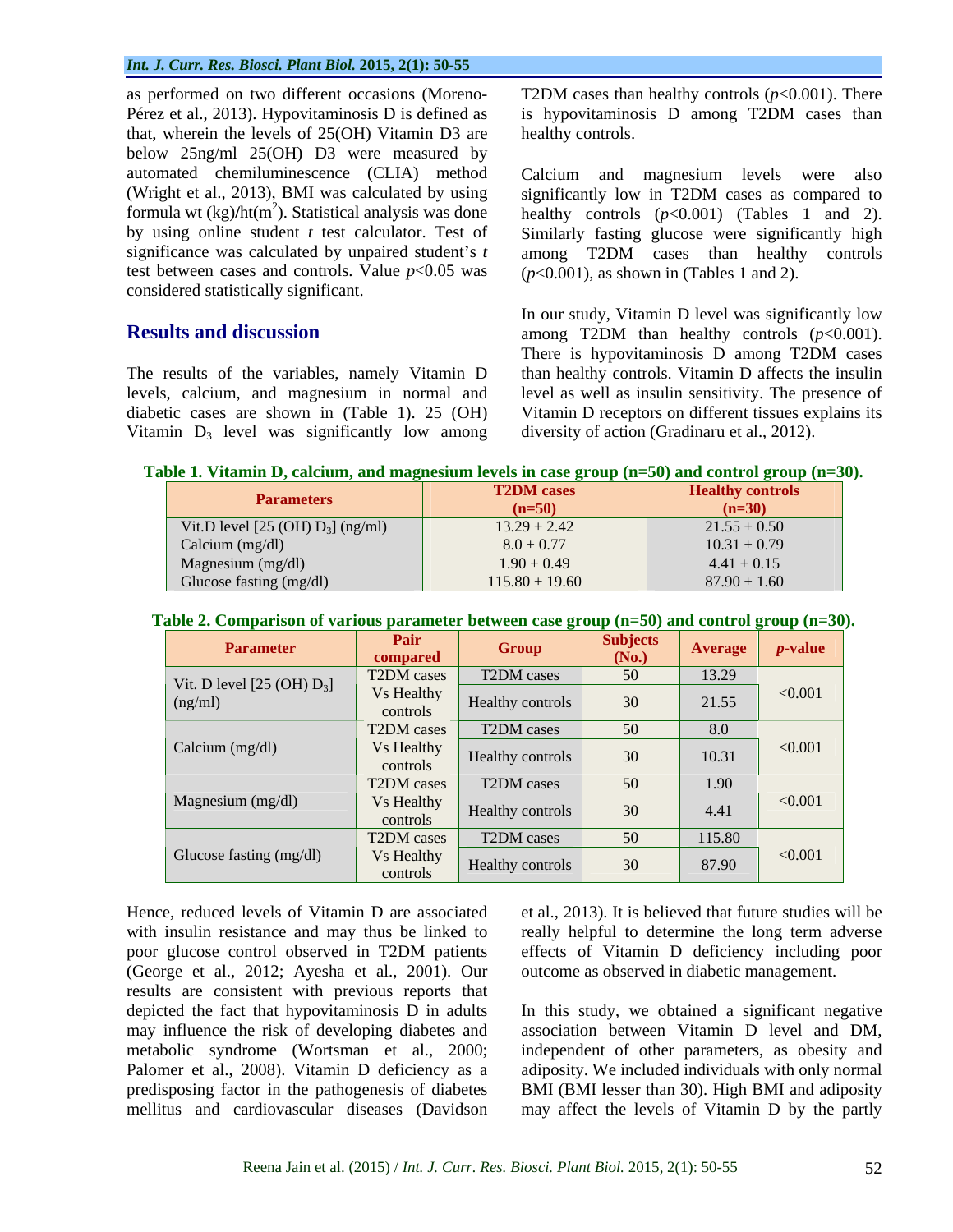as performed on two different occasions (Moreno-Pérez et al., 2013). Hypovitaminosis D is defined as that, wherein the levels of 25(OH) Vitamin D3 are below 25ng/ml 25(OH) D3 were measured by automated chemiluminescence (CLIA) method (Wright et al., 2013), BMI was calculated by using formula wt (kg)/ht($m^2$). Statistical analysis was done by using online student *t* test calculator. Test of significance was calculated by unpaired student's *t* test between cases and controls. Value $p$<0.05 was considered statistically significant.

## Results and discussion

The results of the variables, namely Vitamin D levels, calcium, and magnesium in normal and diabetic cases are shown in (Table 1). 25 (OH) Vitamin $D_3$ level was significantly low among T2DM cases than healthy controls ($p$<0.001). There is hypovitaminosis D among T2DM cases than healthy controls.

Calcium and magnesium levels were also significantly low in T2DM cases as compared to healthy controls ($p$<0.001) (Tables 1 and 2). Similarly fasting glucose were significantly high among T2DM cases than healthy controls ($p$<0.001), as shown in (Tables 1 and 2).

In our study, Vitamin D level was significantly low among T2DM than healthy controls ($p$<0.001). There is hypovitaminosis D among T2DM cases than healthy controls. Vitamin D affects the insulin level as well as insulin sensitivity. The presence of Vitamin D receptors on different tissues explains its diversity of action (Gradinaru et al., 2012).

**Table 1. Vitamin D, calcium, and magnesium levels in case group (n=50) and control group (n=30).**

| Parameters | T2DM cases (n=50) | Healthy controls (n=30) |
|---|---|---|
| Vit.D level [25 (OH) $D_3$] (ng/ml) | 13.29 ± 2.42 | 21.55 ± 0.50 |
| Calcium (mg/dl) | 8.0 ± 0.77 | 10.31 ± 0.79 |
| Magnesium (mg/dl) | 1.90 ± 0.49 | 4.41 ± 0.15 |
| Glucose fasting (mg/dl) | 115.80 ± 19.60 | 87.90 ± 1.60 |

**Table 2. Comparison of various parameter between case group (n=50) and control group (n=30).**

| Parameter | Pair compared | Group | Subjects (No.) | Average | *p*-value |
|---|---|---|---|---|---|
| Vit. D level [25 (OH) $D_3$] (ng/ml) | T2DM cases Vs Healthy controls | T2DM cases | 50 | 13.29 | <0.001 |
| | | Healthy controls | 30 | 21.55 | |
| Calcium (mg/dl) | T2DM cases Vs Healthy controls | T2DM cases | 50 | 8.0 | <0.001 |
| | | Healthy controls | 30 | 10.31 | |
| Magnesium (mg/dl) | T2DM cases Vs Healthy controls | T2DM cases | 50 | 1.90 | <0.001 |
| | | Healthy controls | 30 | 4.41 | |
| Glucose fasting (mg/dl) | T2DM cases Vs Healthy controls | T2DM cases | 50 | 115.80 | <0.001 |
| | | Healthy controls | 30 | 87.90 | |

Hence, reduced levels of Vitamin D are associated with insulin resistance and may thus be linked to poor glucose control observed in T2DM patients (George et al., 2012; Ayesha et al., 2001). Our results are consistent with previous reports that depicted the fact that hypovitaminosis D in adults may influence the risk of developing diabetes and metabolic syndrome (Wortsman et al., 2000; Palomer et al., 2008). Vitamin D deficiency as a predisposing factor in the pathogenesis of diabetes mellitus and cardiovascular diseases (Davidson et al., 2013). It is believed that future studies will be really helpful to determine the long term adverse effects of Vitamin D deficiency including poor outcome as observed in diabetic management.

In this study, we obtained a significant negative association between Vitamin D level and DM, independent of other parameters, as obesity and adiposity. We included individuals with only normal BMI (BMI lesser than 30). High BMI and adiposity may affect the levels of Vitamin D by the partly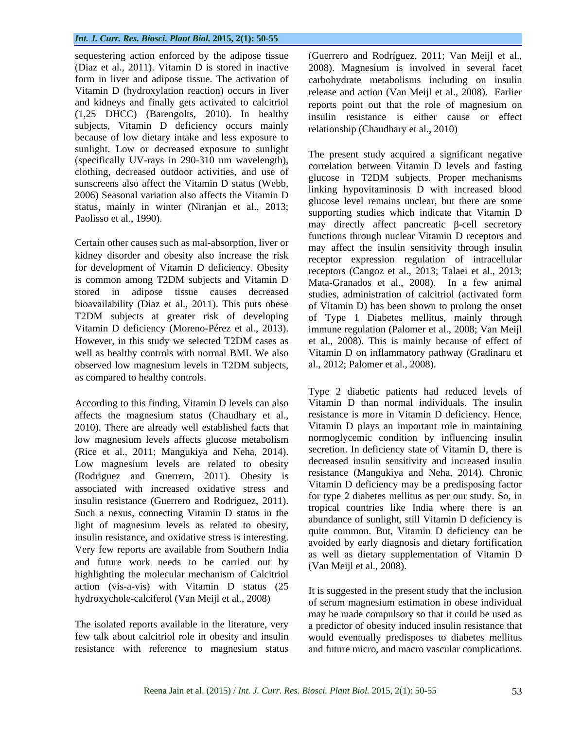sequestering action enforced by the adipose tissue (Diaz et al., 2011). Vitamin D is stored in inactive form in liver and adipose tissue. The activation of Vitamin D (hydroxylation reaction) occurs in liver and kidneys and finally gets activated to calcitriol (1,25 DHCC) (Barengolts, 2010). In healthy subjects, Vitamin D deficiency occurs mainly because of low dietary intake and less exposure to sunlight. Low or decreased exposure to sunlight (specifically UV-rays in 290-310 nm wavelength), clothing, decreased outdoor activities, and use of sunscreens also affect the Vitamin D status (Webb, 2006) Seasonal variation also affects the Vitamin D status, mainly in winter (Niranjan et al., 2013; Paolisso et al., 1990).

Certain other causes such as mal-absorption, liver or kidney disorder and obesity also increase the risk for development of Vitamin D deficiency. Obesity is common among T2DM subjects and Vitamin D stored in adipose tissue causes decreased bioavailability (Diaz et al., 2011). This puts obese T2DM subjects at greater risk of developing Vitamin D deficiency (Moreno-Pérez et al., 2013). However, in this study we selected T2DM cases as well as healthy controls with normal BMI. We also observed low magnesium levels in T2DM subjects, as compared to healthy controls.

According to this finding, Vitamin D levels can also affects the magnesium status (Chaudhary et al., 2010). There are already well established facts that low magnesium levels affects glucose metabolism (Rice et al., 2011; Mangukiya and Neha, 2014). Low magnesium levels are related to obesity (Rodriguez and Guerrero, 2011). Obesity is associated with increased oxidative stress and insulin resistance (Guerrero and Rodriguez, 2011). Such a nexus, connecting Vitamin D status in the light of magnesium levels as related to obesity, insulin resistance, and oxidative stress is interesting. Very few reports are available from Southern India and future work needs to be carried out by highlighting the molecular mechanism of Calcitriol action (vis-a-vis) with Vitamin D status (25 hydroxychole-calciferol (Van Meijl et al., 2008)

The isolated reports available in the literature, very few talk about calcitriol role in obesity and insulin resistance with reference to magnesium status (Guerrero and Rodríguez, 2011; Van Meijl et al., 2008). Magnesium is involved in several facet carbohydrate metabolisms including on insulin release and action (Van Meijl et al., 2008). Earlier reports point out that the role of magnesium on insulin resistance is either cause or effect relationship (Chaudhary et al., 2010)

The present study acquired a significant negative correlation between Vitamin D levels and fasting glucose in T2DM subjects. Proper mechanisms linking hypovitaminosis D with increased blood glucose level remains unclear, but there are some supporting studies which indicate that Vitamin D may directly affect pancreatic β-cell secretory functions through nuclear Vitamin D receptors and may affect the insulin sensitivity through insulin receptor expression regulation of intracellular receptors (Cangoz et al., 2013; Talaei et al., 2013; Mata-Granados et al., 2008). In a few animal studies, administration of calcitriol (activated form of Vitamin D) has been shown to prolong the onset of Type 1 Diabetes mellitus, mainly through immune regulation (Palomer et al., 2008; Van Meijl et al., 2008). This is mainly because of effect of Vitamin D on inflammatory pathway (Gradinaru et al., 2012; Palomer et al., 2008).

Type 2 diabetic patients had reduced levels of Vitamin D than normal individuals. The insulin resistance is more in Vitamin D deficiency. Hence, Vitamin D plays an important role in maintaining normoglycemic condition by influencing insulin secretion. In deficiency state of Vitamin D, there is decreased insulin sensitivity and increased insulin resistance (Mangukiya and Neha, 2014). Chronic Vitamin D deficiency may be a predisposing factor for type 2 diabetes mellitus as per our study. So, in tropical countries like India where there is an abundance of sunlight, still Vitamin D deficiency is quite common. But, Vitamin D deficiency can be avoided by early diagnosis and dietary fortification as well as dietary supplementation of Vitamin D (Van Meijl et al., 2008).

It is suggested in the present study that the inclusion of serum magnesium estimation in obese individual may be made compulsory so that it could be used as a predictor of obesity induced insulin resistance that would eventually predisposes to diabetes mellitus and future micro, and macro vascular complications.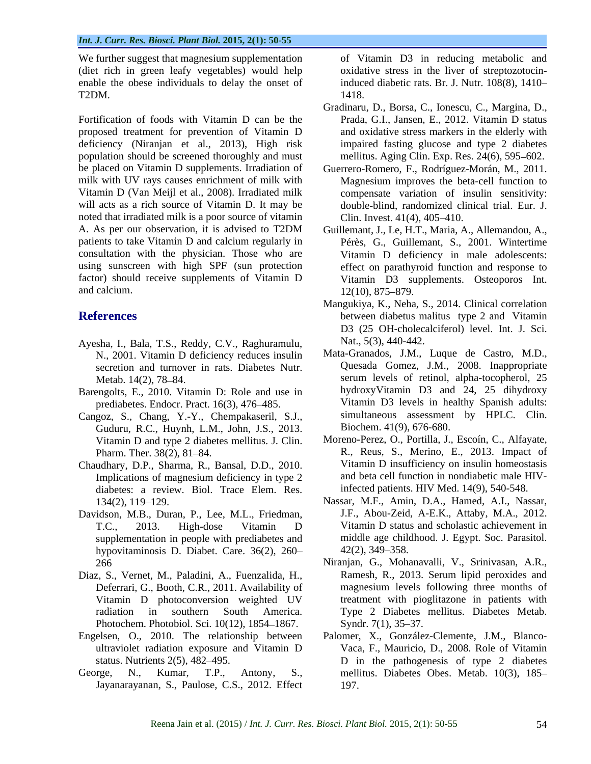We further suggest that magnesium supplementation (diet rich in green leafy vegetables) would help enable the obese individuals to delay the onset of T2DM.

Fortification of foods with Vitamin D can be the proposed treatment for prevention of Vitamin D deficiency (Niranjan et al., 2013), High risk population should be screened thoroughly and must be placed on Vitamin D supplements. Irradiation of milk with UV rays causes enrichment of milk with Vitamin D (Van Meijl et al., 2008). Irradiated milk will acts as a rich source of Vitamin D. It may be noted that irradiated milk is a poor source of vitamin A. As per our observation, it is advised to T2DM patients to take Vitamin D and calcium regularly in consultation with the physician. Those who are using sunscreen with high SPF (sun protection factor) should receive supplements of Vitamin D and calcium.

## References

Ayesha, I., Bala, T.S., Reddy, C.V., Raghuramulu, N., 2001. Vitamin D deficiency reduces insulin secretion and turnover in rats. Diabetes Nutr. Metab. 14(2), 78–84.

Barengolts, E., 2010. Vitamin D: Role and use in prediabetes. Endocr. Pract. 16(3), 476–485.

Cangoz, S., Chang, Y.-Y., Chempakaseril, S.J., Guduru, R.C., Huynh, L.M., John, J.S., 2013. Vitamin D and type 2 diabetes mellitus. J. Clin. Pharm. Ther. 38(2), 81–84.

Chaudhary, D.P., Sharma, R., Bansal, D.D., 2010. Implications of magnesium deficiency in type 2 diabetes: a review. Biol. Trace Elem. Res. 134(2), 119–129.

Davidson, M.B., Duran, P., Lee, M.L., Friedman, T.C., 2013. High-dose Vitamin D supplementation in people with prediabetes and hypovitaminosis D. Diabet. Care. 36(2), 260–266

Diaz, S., Vernet, M., Paladini, A., Fuenzalida, H., Deferrari, G., Booth, C.R., 2011. Availability of Vitamin D photoconversion weighted UV radiation in southern South America. Photochem. Photobiol. Sci. 10(12), 1854–1867.

Engelsen, O., 2010. The relationship between ultraviolet radiation exposure and Vitamin D status. Nutrients 2(5), 482–495.

George, N., Kumar, T.P., Antony, S., Jayanarayanan, S., Paulose, C.S., 2012. Effect of Vitamin D3 in reducing metabolic and oxidative stress in the liver of streptozotocin-induced diabetic rats. Br. J. Nutr. 108(8), 1410–1418.

Gradinaru, D., Borsa, C., Ionescu, C., Margina, D., Prada, G.I., Jansen, E., 2012. Vitamin D status and oxidative stress markers in the elderly with impaired fasting glucose and type 2 diabetes mellitus. Aging Clin. Exp. Res. 24(6), 595–602.

Guerrero-Romero, F., Rodríguez-Morán, M., 2011. Magnesium improves the beta-cell function to compensate variation of insulin sensitivity: double-blind, randomized clinical trial. Eur. J. Clin. Invest. 41(4), 405–410.

Guillemant, J., Le, H.T., Maria, A., Allemandou, A., Pérès, G., Guillemant, S., 2001. Wintertime Vitamin D deficiency in male adolescents: effect on parathyroid function and response to Vitamin D3 supplements. Osteoporos Int. 12(10), 875–879.

Mangukiya, K., Neha, S., 2014. Clinical correlation between diabetus malitus type 2 and Vitamin D3 (25 OH-cholecalciferol) level. Int. J. Sci. Nat., 5(3), 440-442.

Mata-Granados, J.M., Luque de Castro, M.D., Quesada Gomez, J.M., 2008. Inappropriate serum levels of retinol, alpha-tocopherol, 25 hydroxyVitamin D3 and 24, 25 dihydroxy Vitamin D3 levels in healthy Spanish adults: simultaneous assessment by HPLC. Clin. Biochem. 41(9), 676-680.

Moreno-Perez, O., Portilla, J., Escoín, C., Alfayate, R., Reus, S., Merino, E., 2013. Impact of Vitamin D insufficiency on insulin homeostasis and beta cell function in nondiabetic male HIV-infected patients. HIV Med. 14(9), 540-548.

Nassar, M.F., Amin, D.A., Hamed, A.I., Nassar, J.F., Abou-Zeid, A-E.K., Attaby, M.A., 2012. Vitamin D status and scholastic achievement in middle age childhood. J. Egypt. Soc. Parasitol. 42(2), 349–358.

Niranjan, G., Mohanavalli, V., Srinivasan, A.R., Ramesh, R., 2013. Serum lipid peroxides and magnesium levels following three months of treatment with pioglitazone in patients with Type 2 Diabetes mellitus. Diabetes Metab. Syndr. 7(1), 35–37.

Palomer, X., González-Clemente, J.M., Blanco-Vaca, F., Mauricio, D., 2008. Role of Vitamin D in the pathogenesis of type 2 diabetes mellitus. Diabetes Obes. Metab. 10(3), 185–197.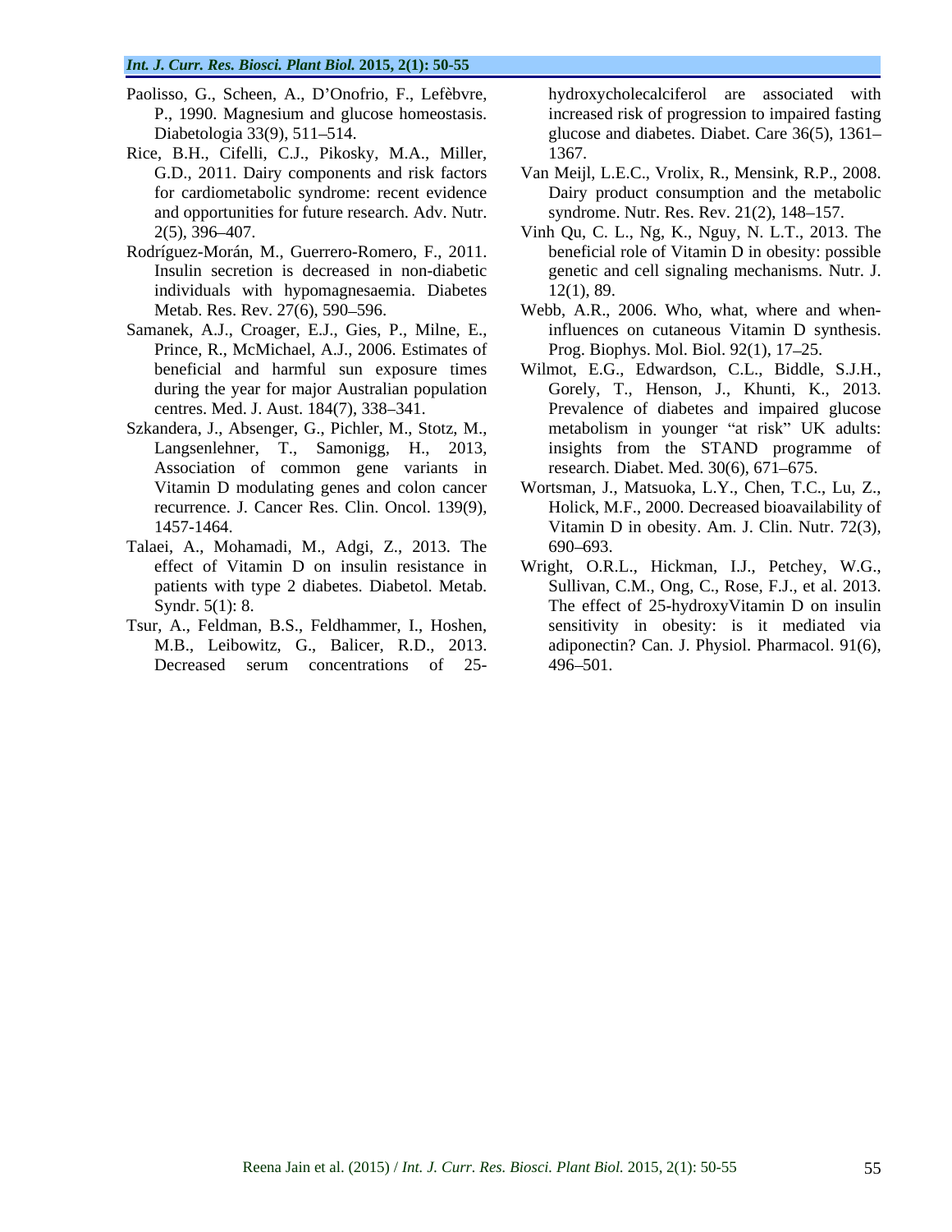Paolisso, G., Scheen, A., D'Onofrio, F., Lefèbvre, P., 1990. Magnesium and glucose homeostasis. Diabetologia 33(9), 511–514.

Rice, B.H., Cifelli, C.J., Pikosky, M.A., Miller, G.D., 2011. Dairy components and risk factors for cardiometabolic syndrome: recent evidence and opportunities for future research. Adv. Nutr. 2(5), 396–407.

Rodríguez-Morán, M., Guerrero-Romero, F., 2011. Insulin secretion is decreased in non-diabetic individuals with hypomagnesaemia. Diabetes Metab. Res. Rev. 27(6), 590–596.

Samanek, A.J., Croager, E.J., Gies, P., Milne, E., Prince, R., McMichael, A.J., 2006. Estimates of beneficial and harmful sun exposure times during the year for major Australian population centres. Med. J. Aust. 184(7), 338–341.

Szkandera, J., Absenger, G., Pichler, M., Stotz, M., Langsenlehner, T., Samonigg, H., 2013, Association of common gene variants in Vitamin D modulating genes and colon cancer recurrence. J. Cancer Res. Clin. Oncol. 139(9), 1457-1464.

Talaei, A., Mohamadi, M., Adgi, Z., 2013. The effect of Vitamin D on insulin resistance in patients with type 2 diabetes. Diabetol. Metab. Syndr. 5(1): 8.

Tsur, A., Feldman, B.S., Feldhammer, I., Hoshen, M.B., Leibowitz, G., Balicer, R.D., 2013. Decreased serum concentrations of 25-hydroxycholecalciferol are associated with increased risk of progression to impaired fasting glucose and diabetes. Diabet. Care 36(5), 1361–1367.

Van Meijl, L.E.C., Vrolix, R., Mensink, R.P., 2008. Dairy product consumption and the metabolic syndrome. Nutr. Res. Rev. 21(2), 148–157.

Vinh Qu, C. L., Ng, K., Nguy, N. L.T., 2013. The beneficial role of Vitamin D in obesity: possible genetic and cell signaling mechanisms. Nutr. J. 12(1), 89.

Webb, A.R., 2006. Who, what, where and when-influences on cutaneous Vitamin D synthesis. Prog. Biophys. Mol. Biol. 92(1), 17–25.

Wilmot, E.G., Edwardson, C.L., Biddle, S.J.H., Gorely, T., Henson, J., Khunti, K., 2013. Prevalence of diabetes and impaired glucose metabolism in younger "at risk" UK adults: insights from the STAND programme of research. Diabet. Med. 30(6), 671–675.

Wortsman, J., Matsuoka, L.Y., Chen, T.C., Lu, Z., Holick, M.F., 2000. Decreased bioavailability of Vitamin D in obesity. Am. J. Clin. Nutr. 72(3), 690–693.

Wright, O.R.L., Hickman, I.J., Petchey, W.G., Sullivan, C.M., Ong, C., Rose, F.J., et al. 2013. The effect of 25-hydroxyVitamin D on insulin sensitivity in obesity: is it mediated via adiponectin? Can. J. Physiol. Pharmacol. 91(6), 496–501.